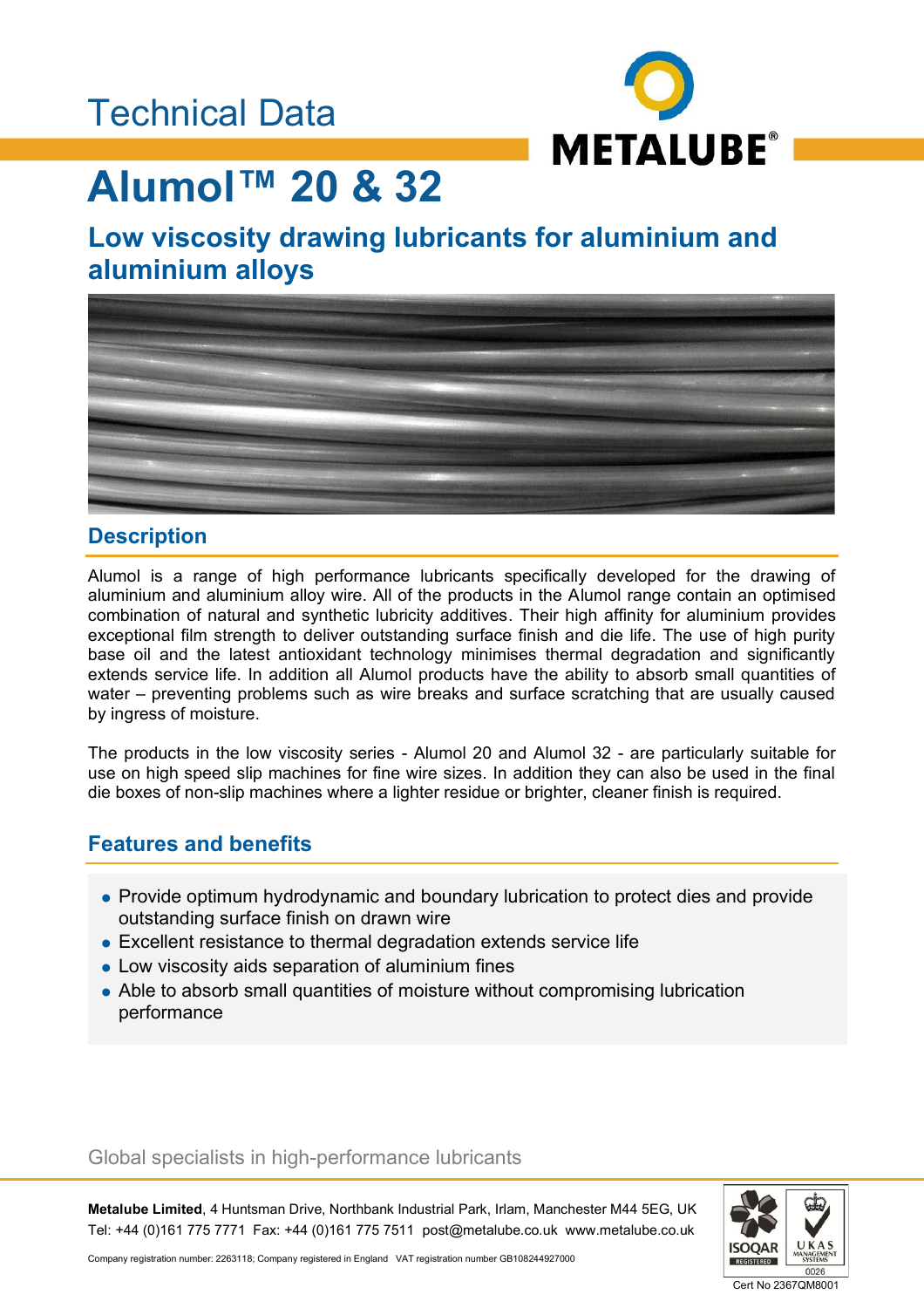Technical Data

# Alumol™ 20 & 32

## Low viscosity drawing lubricants for aluminium and aluminium alloys

## Description

Alumol is a range of high performance lubricants specifically developed for the drawing of aluminium and aluminium alloy wire. All of the products in the Alumol range contain an optimised combination of natural and synthetic lubricity additives. Their high affinity for aluminium provides exceptional film strength to deliver outstanding surface finish and die life. The use of high purity base oil and the latest antioxidant technology minimises thermal degradation and significantly extends service life. In addition all Alumol products have the ability to absorb small quantities of water – preventing problems such as wire breaks and surface scratching that are usually caused by ingress of moisture.

The products in the low viscosity series - Alumol 20 and Alumol 32 - are particularly suitable for use on high speed slip machines for fine wire sizes. In addition they can also be used in the final die boxes of non-slip machines where a lighter residue or brighter, cleaner finish is required.

## Features and benefits

- Provide optimum hydrodynamic and boundary lubrication to protect dies and provide outstanding surface finish on drawn wire
- Excellent resistance to thermal degradation extends service life
- Low viscosity aids separation of aluminium fines
- Able to absorb small quantities of moisture without compromising lubrication performance

Global specialists in high-performance lubricants

**Metalube Limited**, 4 Huntsman Drive, Northbank Industrial Park, Irlam, Manchester M44 5EG, UK
Tel: +44 (0)161 775 7771 Fax: +44 (0)161 775 7511 post@metalube.co.uk www.metalube.co.uk

Company registration number: 2263118; Company registered in England VAT registration number GB108244927000

Cert No 2367QM8001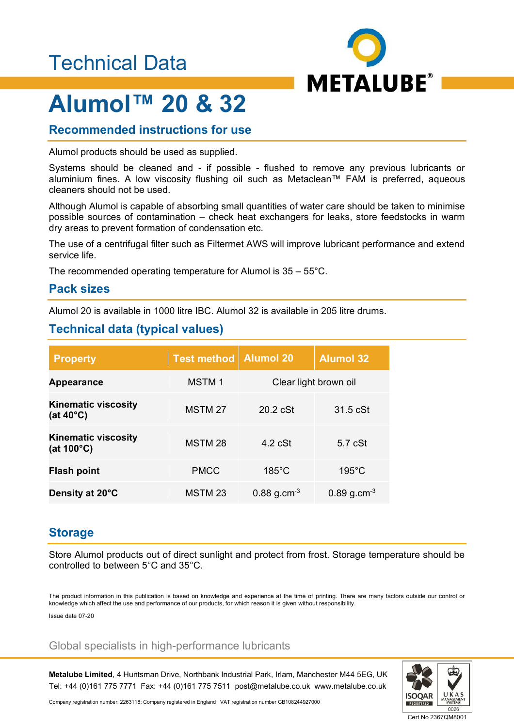# Technical Data

METALUBE®

# Alumol™ 20 & 32

## Recommended instructions for use

Alumol products should be used as supplied.

Systems should be cleaned and - if possible - flushed to remove any previous lubricants or aluminium fines. A low viscosity flushing oil such as Metaclean™ FAM is preferred, aqueous cleaners should not be used.

Although Alumol is capable of absorbing small quantities of water care should be taken to minimise possible sources of contamination – check heat exchangers for leaks, store feedstocks in warm dry areas to prevent formation of condensation etc.

The use of a centrifugal filter such as Filtermet AWS will improve lubricant performance and extend service life.

The recommended operating temperature for Alumol is 35 – 55°C.

## Pack sizes

Alumol 20 is available in 1000 litre IBC. Alumol 32 is available in 205 litre drums.

## Technical data (typical values)

| Property | Test method | Alumol 20 | Alumol 32 |
|---|---|---|---|
| **Appearance** | MSTM 1 | Clear light brown oil | |
| **Kinematic viscosity (at 40°C)** | MSTM 27 | 20.2 cSt | 31.5 cSt |
| **Kinematic viscosity (at 100°C)** | MSTM 28 | 4.2 cSt | 5.7 cSt |
| **Flash point** | PMCC | 185°C | 195°C |
| **Density at 20°C** | MSTM 23 | 0.88 $g.cm^{-3}$ | 0.89 $g.cm^{-3}$ |

## Storage

Store Alumol products out of direct sunlight and protect from frost. Storage temperature should be controlled to between 5°C and 35°C.

The product information in this publication is based on knowledge and experience at the time of printing. There are many factors outside our control or knowledge which affect the use and performance of our products, for which reason it is given without responsibility.

Issue date 07-20

Global specialists in high-performance lubricants

**Metalube Limited**, 4 Huntsman Drive, Northbank Industrial Park, Irlam, Manchester M44 5EG, UK
Tel: +44 (0)161 775 7771 Fax: +44 (0)161 775 7511 post@metalube.co.uk www.metalube.co.uk

Company registration number: 2263118; Company registered in England VAT registration number GB108244927000

ISOQAR REGISTERED UKAS MANAGEMENT SYSTEMS 0026

Cert No 2367QM8001